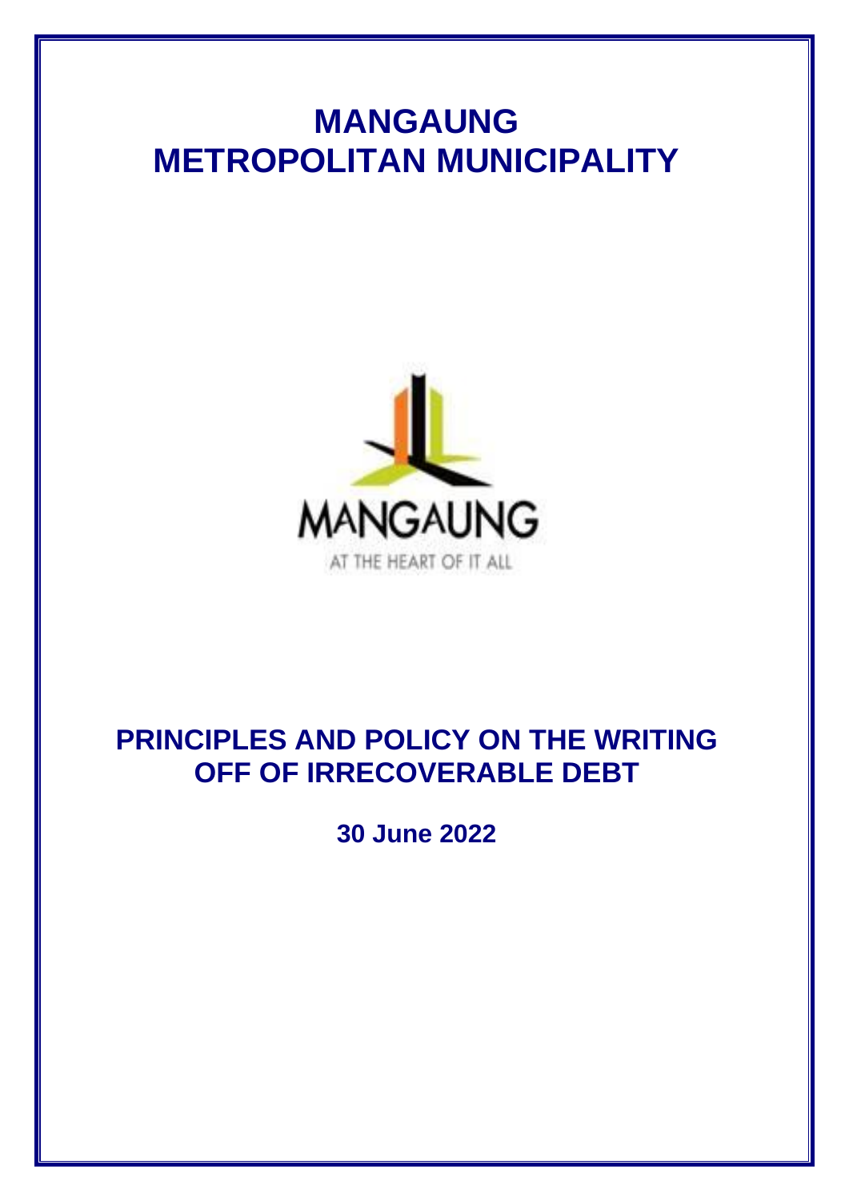# MANGAUNG METROPOLITAN MUNICIPALITY

MANGAUNG

AT THE HEART OF IT ALL

## PRINCIPLES AND POLICY ON THE WRITING OFF OF IRRECOVERABLE DEBT

**30 June 2022**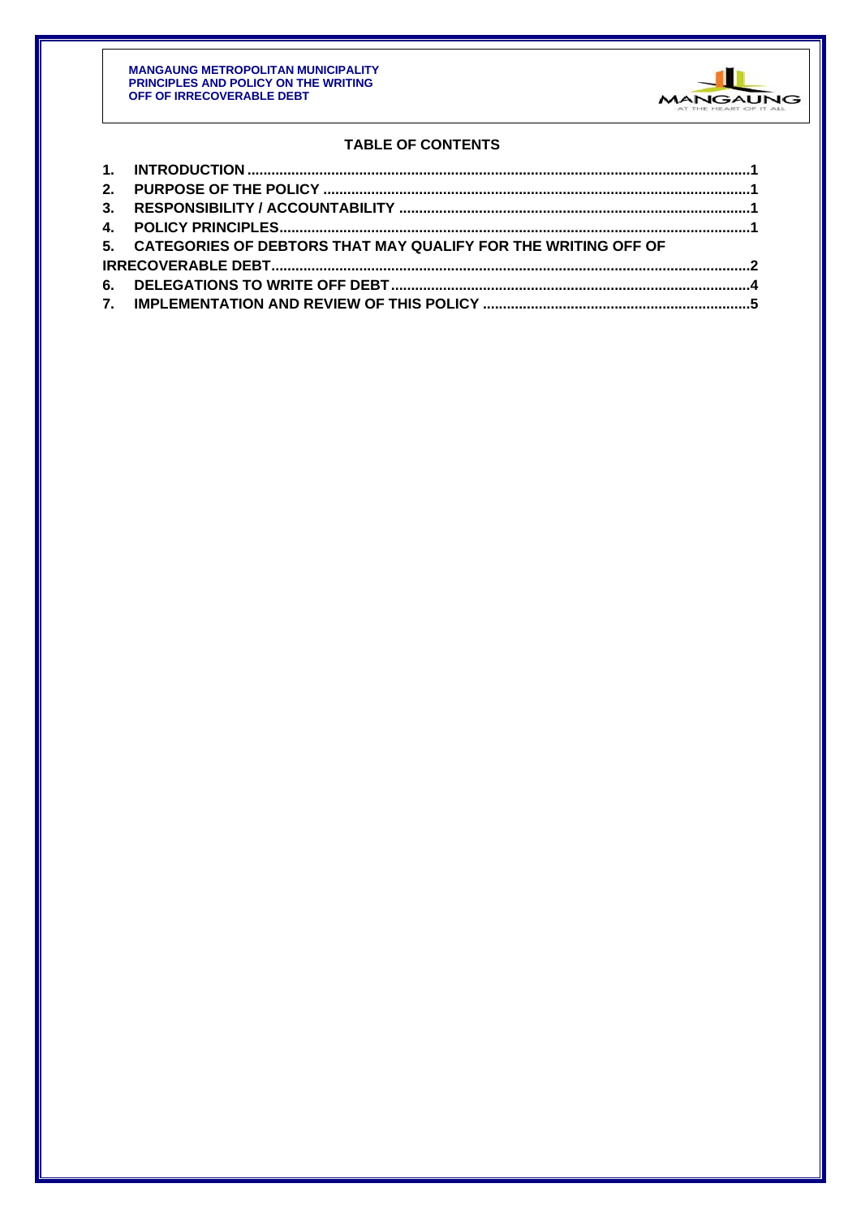## TABLE OF CONTENTS

1. INTRODUCTION ..... 1
2. PURPOSE OF THE POLICY ..... 1
3. RESPONSIBILITY / ACCOUNTABILITY ..... 1
4. POLICY PRINCIPLES ..... 1
5. CATEGORIES OF DEBTORS THAT MAY QUALIFY FOR THE WRITING OFF OF IRRECOVERABLE DEBT ..... 2
6. DELEGATIONS TO WRITE OFF DEBT ..... 4
7. IMPLEMENTATION AND REVIEW OF THIS POLICY ..... 5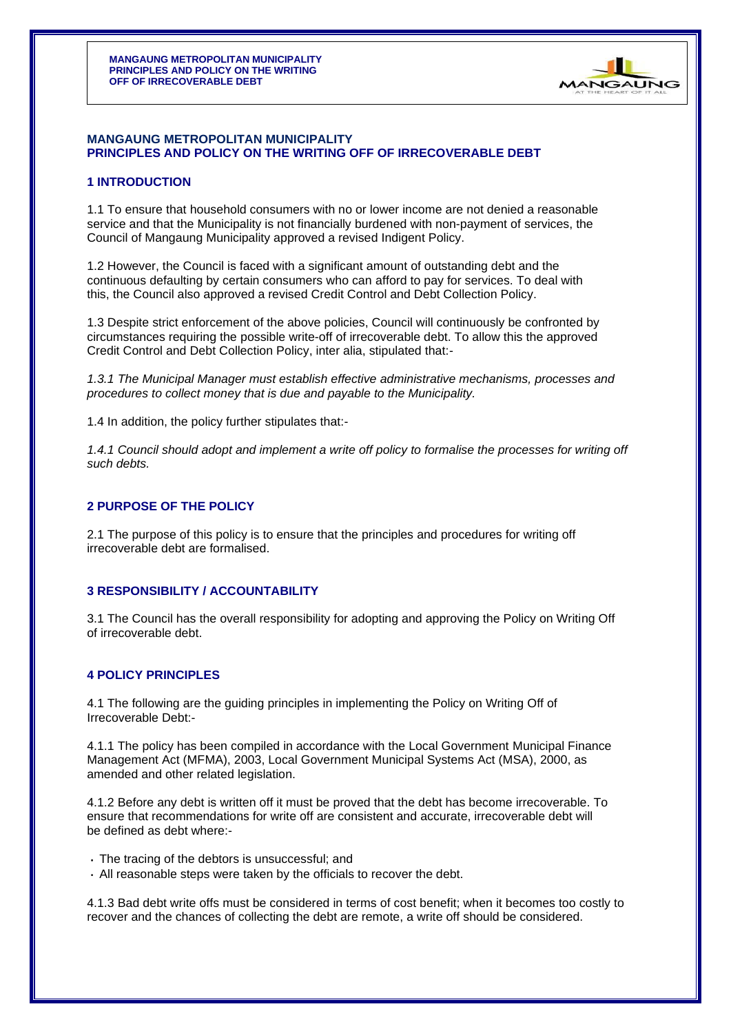# MANGAUNG METROPOLITAN MUNICIPALITY
# PRINCIPLES AND POLICY ON THE WRITING OFF OF IRRECOVERABLE DEBT

## 1 INTRODUCTION

1.1 To ensure that household consumers with no or lower income are not denied a reasonable service and that the Municipality is not financially burdened with non-payment of services, the Council of Mangaung Municipality approved a revised Indigent Policy.

1.2 However, the Council is faced with a significant amount of outstanding debt and the continuous defaulting by certain consumers who can afford to pay for services. To deal with this, the Council also approved a revised Credit Control and Debt Collection Policy.

1.3 Despite strict enforcement of the above policies, Council will continuously be confronted by circumstances requiring the possible write-off of irrecoverable debt. To allow this the approved Credit Control and Debt Collection Policy, inter alia, stipulated that:-

*1.3.1 The Municipal Manager must establish effective administrative mechanisms, processes and procedures to collect money that is due and payable to the Municipality.*

1.4 In addition, the policy further stipulates that:-

*1.4.1 Council should adopt and implement a write off policy to formalise the processes for writing off such debts.*

## 2 PURPOSE OF THE POLICY

2.1 The purpose of this policy is to ensure that the principles and procedures for writing off irrecoverable debt are formalised.

## 3 RESPONSIBILITY / ACCOUNTABILITY

3.1 The Council has the overall responsibility for adopting and approving the Policy on Writing Off of irrecoverable debt.

## 4 POLICY PRINCIPLES

4.1 The following are the guiding principles in implementing the Policy on Writing Off of Irrecoverable Debt:-

4.1.1 The policy has been compiled in accordance with the Local Government Municipal Finance Management Act (MFMA), 2003, Local Government Municipal Systems Act (MSA), 2000, as amended and other related legislation.

4.1.2 Before any debt is written off it must be proved that the debt has become irrecoverable. To ensure that recommendations for write off are consistent and accurate, irrecoverable debt will be defined as debt where:-

- The tracing of the debtors is unsuccessful; and
- All reasonable steps were taken by the officials to recover the debt.

4.1.3 Bad debt write offs must be considered in terms of cost benefit; when it becomes too costly to recover and the chances of collecting the debt are remote, a write off should be considered.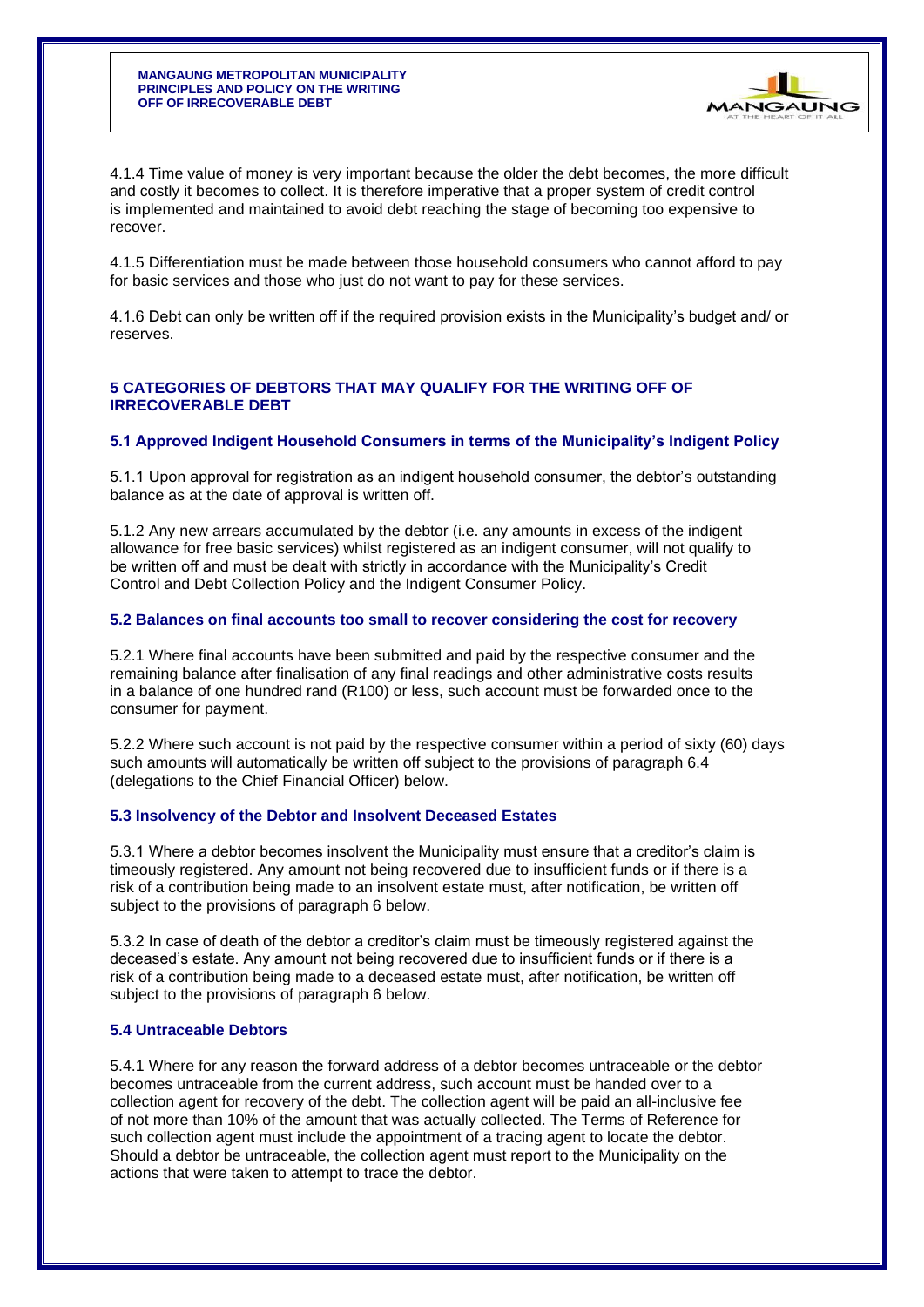4.1.4 Time value of money is very important because the older the debt becomes, the more difficult and costly it becomes to collect. It is therefore imperative that a proper system of credit control is implemented and maintained to avoid debt reaching the stage of becoming too expensive to recover.

4.1.5 Differentiation must be made between those household consumers who cannot afford to pay for basic services and those who just do not want to pay for these services.

4.1.6 Debt can only be written off if the required provision exists in the Municipality's budget and/ or reserves.

## 5 CATEGORIES OF DEBTORS THAT MAY QUALIFY FOR THE WRITING OFF OF IRRECOVERABLE DEBT

### 5.1 Approved Indigent Household Consumers in terms of the Municipality's Indigent Policy

5.1.1 Upon approval for registration as an indigent household consumer, the debtor's outstanding balance as at the date of approval is written off.

5.1.2 Any new arrears accumulated by the debtor (i.e. any amounts in excess of the indigent allowance for free basic services) whilst registered as an indigent consumer, will not qualify to be written off and must be dealt with strictly in accordance with the Municipality's Credit Control and Debt Collection Policy and the Indigent Consumer Policy.

### 5.2 Balances on final accounts too small to recover considering the cost for recovery

5.2.1 Where final accounts have been submitted and paid by the respective consumer and the remaining balance after finalisation of any final readings and other administrative costs results in a balance of one hundred rand (R100) or less, such account must be forwarded once to the consumer for payment.

5.2.2 Where such account is not paid by the respective consumer within a period of sixty (60) days such amounts will automatically be written off subject to the provisions of paragraph 6.4 (delegations to the Chief Financial Officer) below.

### 5.3 Insolvency of the Debtor and Insolvent Deceased Estates

5.3.1 Where a debtor becomes insolvent the Municipality must ensure that a creditor's claim is timeously registered. Any amount not being recovered due to insufficient funds or if there is a risk of a contribution being made to an insolvent estate must, after notification, be written off subject to the provisions of paragraph 6 below.

5.3.2 In case of death of the debtor a creditor's claim must be timeously registered against the deceased's estate. Any amount not being recovered due to insufficient funds or if there is a risk of a contribution being made to a deceased estate must, after notification, be written off subject to the provisions of paragraph 6 below.

### 5.4 Untraceable Debtors

5.4.1 Where for any reason the forward address of a debtor becomes untraceable or the debtor becomes untraceable from the current address, such account must be handed over to a collection agent for recovery of the debt. The collection agent will be paid an all-inclusive fee of not more than 10% of the amount that was actually collected. The Terms of Reference for such collection agent must include the appointment of a tracing agent to locate the debtor. Should a debtor be untraceable, the collection agent must report to the Municipality on the actions that were taken to attempt to trace the debtor.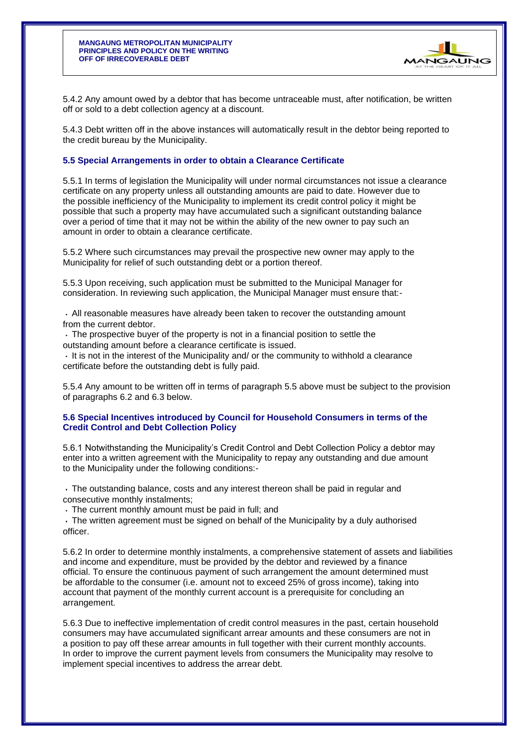5.4.2 Any amount owed by a debtor that has become untraceable must, after notification, be written off or sold to a debt collection agency at a discount.

5.4.3 Debt written off in the above instances will automatically result in the debtor being reported to the credit bureau by the Municipality.

### 5.5 Special Arrangements in order to obtain a Clearance Certificate

5.5.1 In terms of legislation the Municipality will under normal circumstances not issue a clearance certificate on any property unless all outstanding amounts are paid to date. However due to the possible inefficiency of the Municipality to implement its credit control policy it might be possible that such a property may have accumulated such a significant outstanding balance over a period of time that it may not be within the ability of the new owner to pay such an amount in order to obtain a clearance certificate.

5.5.2 Where such circumstances may prevail the prospective new owner may apply to the Municipality for relief of such outstanding debt or a portion thereof.

5.5.3 Upon receiving, such application must be submitted to the Municipal Manager for consideration. In reviewing such application, the Municipal Manager must ensure that:-

- All reasonable measures have already been taken to recover the outstanding amount from the current debtor.
- The prospective buyer of the property is not in a financial position to settle the outstanding amount before a clearance certificate is issued.
- It is not in the interest of the Municipality and/ or the community to withhold a clearance certificate before the outstanding debt is fully paid.

5.5.4 Any amount to be written off in terms of paragraph 5.5 above must be subject to the provision of paragraphs 6.2 and 6.3 below.

### 5.6 Special Incentives introduced by Council for Household Consumers in terms of the Credit Control and Debt Collection Policy

5.6.1 Notwithstanding the Municipality's Credit Control and Debt Collection Policy a debtor may enter into a written agreement with the Municipality to repay any outstanding and due amount to the Municipality under the following conditions:-

- The outstanding balance, costs and any interest thereon shall be paid in regular and consecutive monthly instalments;
- The current monthly amount must be paid in full; and
- The written agreement must be signed on behalf of the Municipality by a duly authorised officer.

5.6.2 In order to determine monthly instalments, a comprehensive statement of assets and liabilities and income and expenditure, must be provided by the debtor and reviewed by a finance official. To ensure the continuous payment of such arrangement the amount determined must be affordable to the consumer (i.e. amount not to exceed 25% of gross income), taking into account that payment of the monthly current account is a prerequisite for concluding an arrangement.

5.6.3 Due to ineffective implementation of credit control measures in the past, certain household consumers may have accumulated significant arrear amounts and these consumers are not in a position to pay off these arrear amounts in full together with their current monthly accounts. In order to improve the current payment levels from consumers the Municipality may resolve to implement special incentives to address the arrear debt.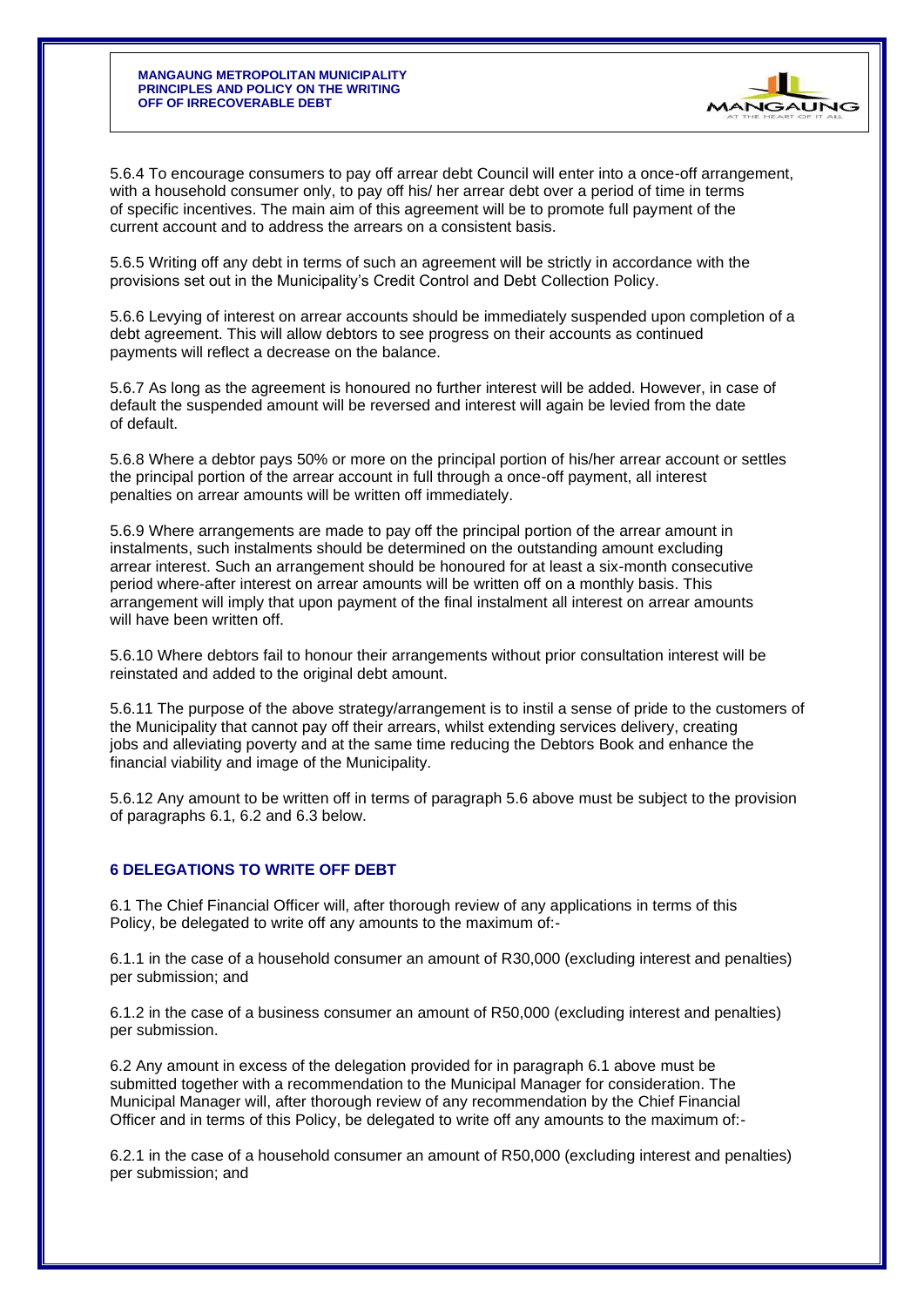5.6.4 To encourage consumers to pay off arrear debt Council will enter into a once-off arrangement, with a household consumer only, to pay off his/ her arrear debt over a period of time in terms of specific incentives. The main aim of this agreement will be to promote full payment of the current account and to address the arrears on a consistent basis.

5.6.5 Writing off any debt in terms of such an agreement will be strictly in accordance with the provisions set out in the Municipality's Credit Control and Debt Collection Policy.

5.6.6 Levying of interest on arrear accounts should be immediately suspended upon completion of a debt agreement. This will allow debtors to see progress on their accounts as continued payments will reflect a decrease on the balance.

5.6.7 As long as the agreement is honoured no further interest will be added. However, in case of default the suspended amount will be reversed and interest will again be levied from the date of default.

5.6.8 Where a debtor pays 50% or more on the principal portion of his/her arrear account or settles the principal portion of the arrear account in full through a once-off payment, all interest penalties on arrear amounts will be written off immediately.

5.6.9 Where arrangements are made to pay off the principal portion of the arrear amount in instalments, such instalments should be determined on the outstanding amount excluding arrear interest. Such an arrangement should be honoured for at least a six-month consecutive period where-after interest on arrear amounts will be written off on a monthly basis. This arrangement will imply that upon payment of the final instalment all interest on arrear amounts will have been written off.

5.6.10 Where debtors fail to honour their arrangements without prior consultation interest will be reinstated and added to the original debt amount.

5.6.11 The purpose of the above strategy/arrangement is to instil a sense of pride to the customers of the Municipality that cannot pay off their arrears, whilst extending services delivery, creating jobs and alleviating poverty and at the same time reducing the Debtors Book and enhance the financial viability and image of the Municipality.

5.6.12 Any amount to be written off in terms of paragraph 5.6 above must be subject to the provision of paragraphs 6.1, 6.2 and 6.3 below.

## 6 DELEGATIONS TO WRITE OFF DEBT

6.1 The Chief Financial Officer will, after thorough review of any applications in terms of this Policy, be delegated to write off any amounts to the maximum of:-

6.1.1 in the case of a household consumer an amount of R30,000 (excluding interest and penalties) per submission; and

6.1.2 in the case of a business consumer an amount of R50,000 (excluding interest and penalties) per submission.

6.2 Any amount in excess of the delegation provided for in paragraph 6.1 above must be submitted together with a recommendation to the Municipal Manager for consideration. The Municipal Manager will, after thorough review of any recommendation by the Chief Financial Officer and in terms of this Policy, be delegated to write off any amounts to the maximum of:-

6.2.1 in the case of a household consumer an amount of R50,000 (excluding interest and penalties) per submission; and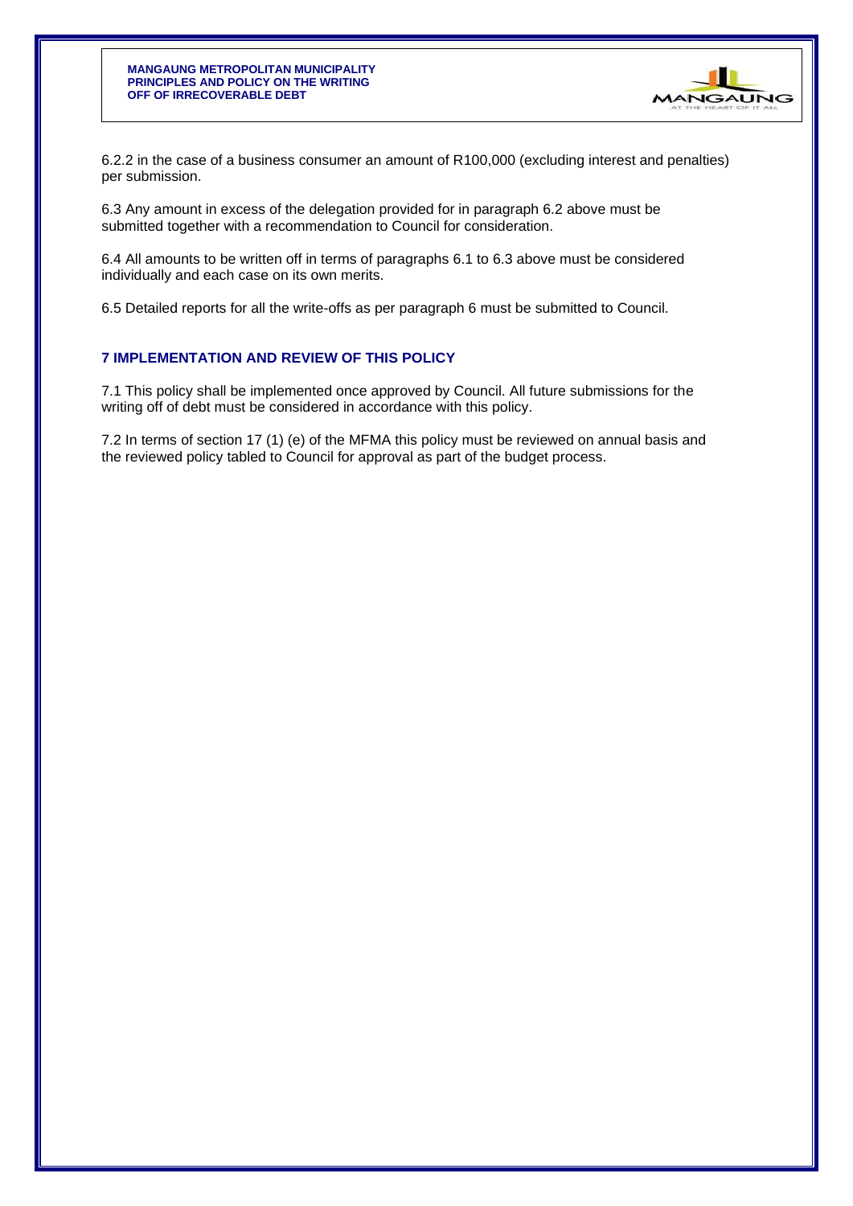6.2.2 in the case of a business consumer an amount of R100,000 (excluding interest and penalties) per submission.

6.3 Any amount in excess of the delegation provided for in paragraph 6.2 above must be submitted together with a recommendation to Council for consideration.

6.4 All amounts to be written off in terms of paragraphs 6.1 to 6.3 above must be considered individually and each case on its own merits.

6.5 Detailed reports for all the write-offs as per paragraph 6 must be submitted to Council.

## 7 IMPLEMENTATION AND REVIEW OF THIS POLICY

7.1 This policy shall be implemented once approved by Council. All future submissions for the writing off of debt must be considered in accordance with this policy.

7.2 In terms of section 17 (1) (e) of the MFMA this policy must be reviewed on annual basis and the reviewed policy tabled to Council for approval as part of the budget process.